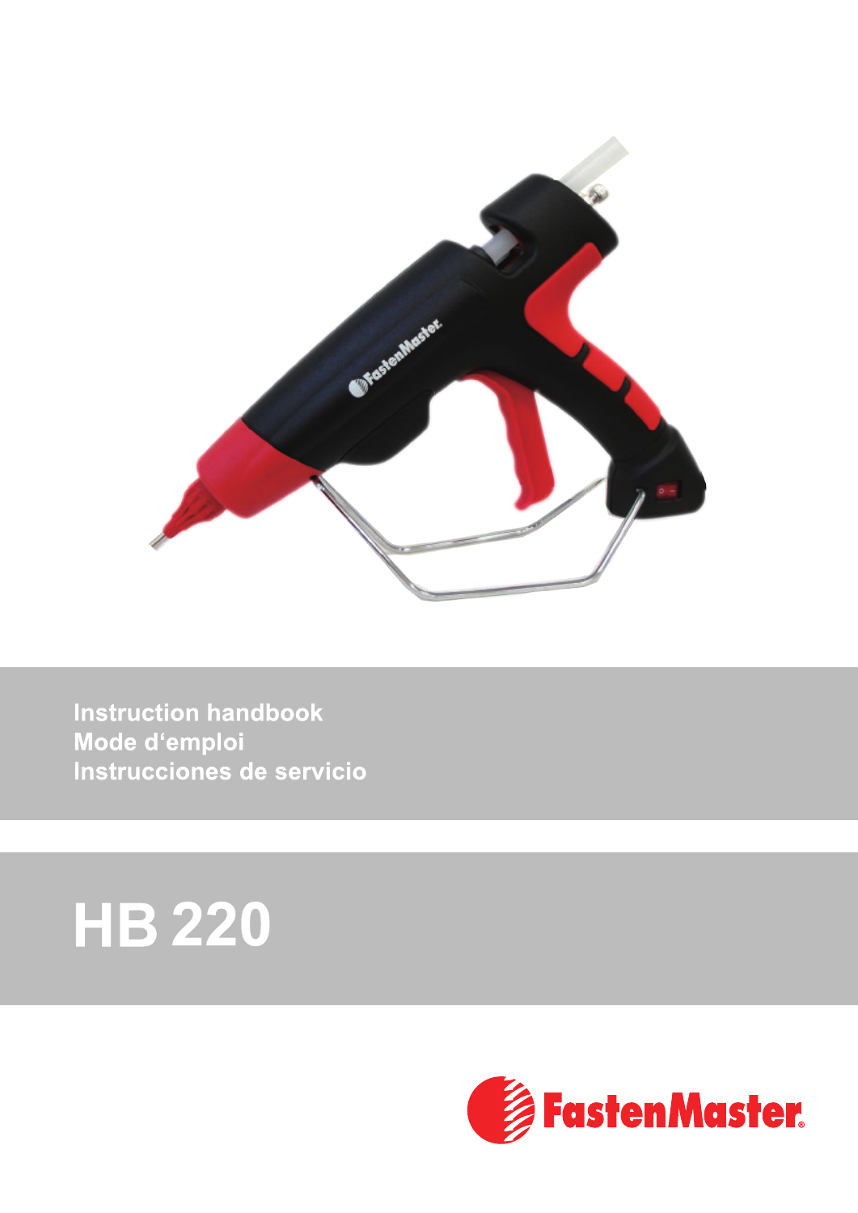Instruction handbook
Mode d'emploi
Instrucciones de servicio

# HB 220

FastenMaster®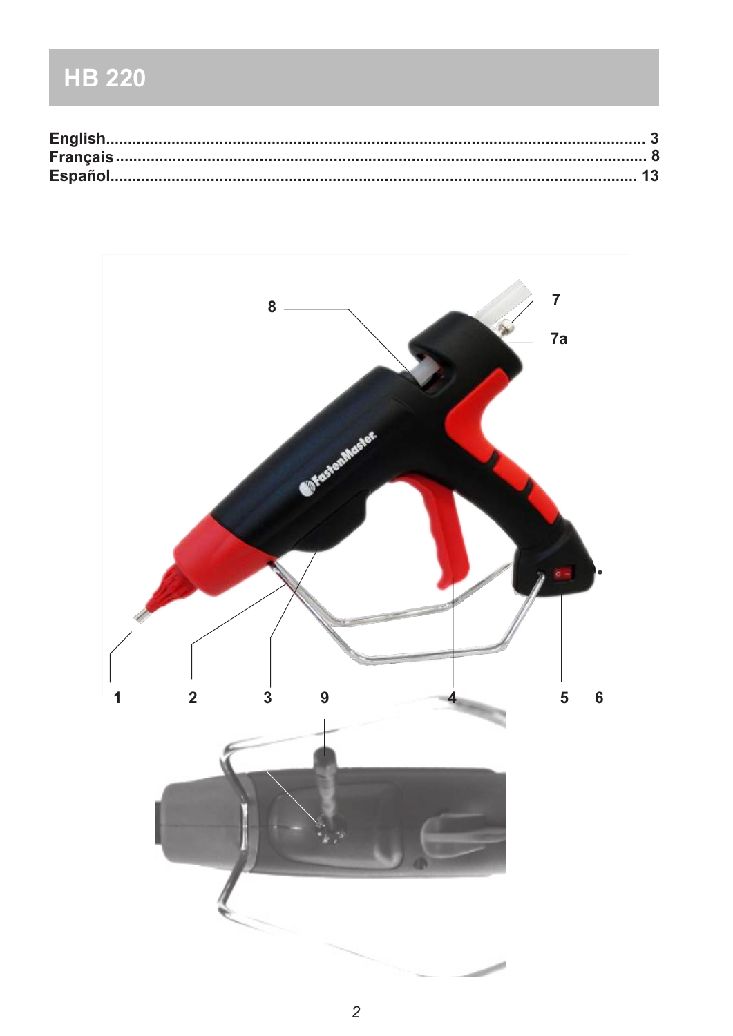# HB 220

English........................................................................................................................ 3
Français....................................................................................................................... 8
Español....................................................................................................................... 13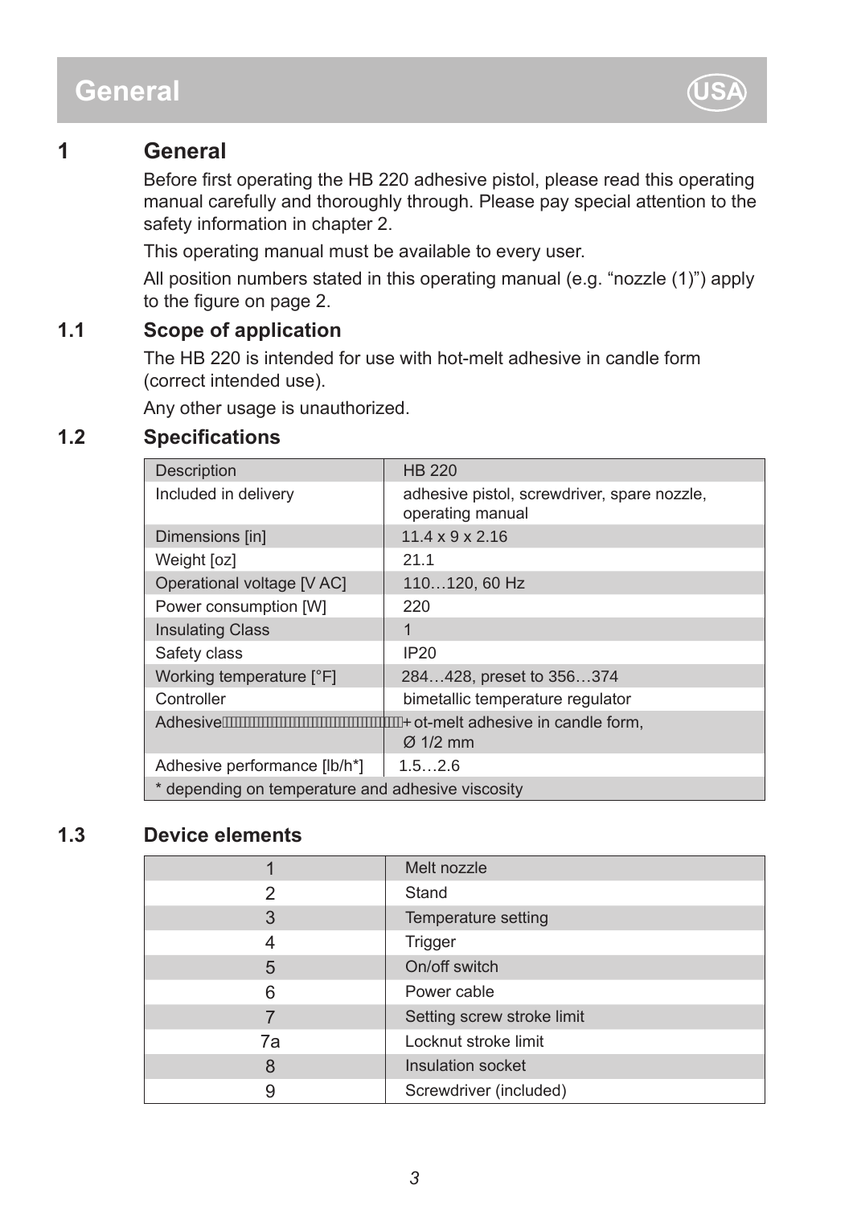# General

## 1 General

Before first operating the HB 220 adhesive pistol, please read this operating manual carefully and thoroughly through. Please pay special attention to the safety information in chapter 2.

This operating manual must be available to every user.

All position numbers stated in this operating manual (e.g. “nozzle (1)”) apply to the figure on page 2.

### 1.1 Scope of application

The HB 220 is intended for use with hot-melt adhesive in candle form (correct intended use).

Any other usage is unauthorized.

### 1.2 Specifications

| Description | HB 220 |
|---|---|
| Included in delivery | adhesive pistol, screwdriver, spare nozzle, operating manual |
| Dimensions [in] | 11.4 x 9 x 2.16 |
| Weight [oz] | 21.1 |
| Operational voltage [V AC] | 110…120, 60 Hz |
| Power consumption [W] | 220 |
| Insulating Class | 1 |
| Safety class | IP20 |
| Working temperature [°F] | 284…428, preset to 356…374 |
| Controller | bimetallic temperature regulator |
| Adhesive | Hot-melt adhesive in candle form, Ø 1/2 mm |
| Adhesive performance [lb/h*] | 1.5…2.6 |
| * depending on temperature and adhesive viscosity | |

### 1.3 Device elements

| | |
|---|---|
| 1 | Melt nozzle |
| 2 | Stand |
| 3 | Temperature setting |
| 4 | Trigger |
| 5 | On/off switch |
| 6 | Power cable |
| 7 | Setting screw stroke limit |
| 7a | Locknut stroke limit |
| 8 | Insulation socket |
| 9 | Screwdriver (included) |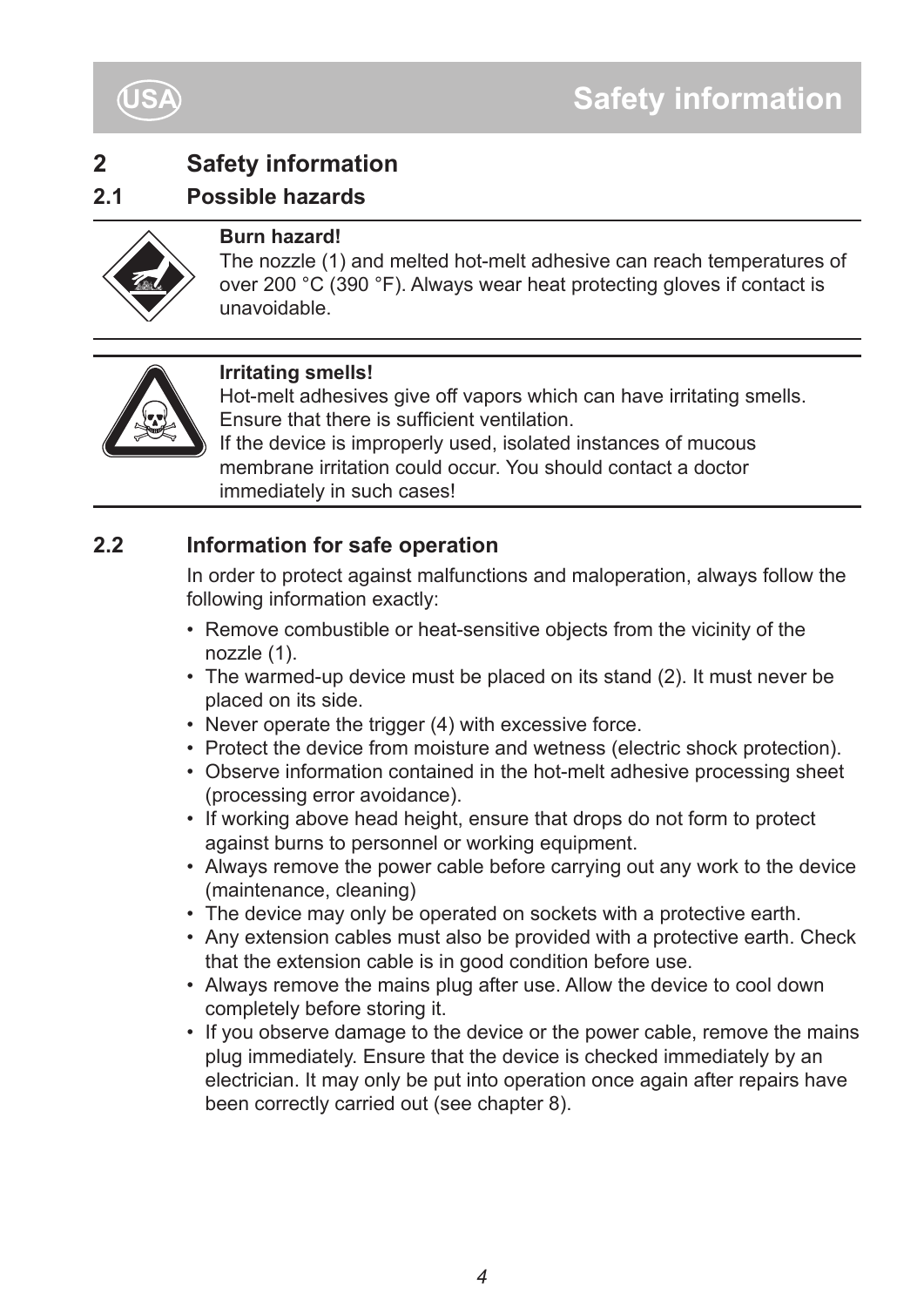# 2 Safety information

## 2.1 Possible hazards

**Burn hazard!**
The nozzle (1) and melted hot-melt adhesive can reach temperatures of over 200 °C (390 °F). Always wear heat protecting gloves if contact is unavoidable.

**Irritating smells!**
Hot-melt adhesives give off vapors which can have irritating smells. Ensure that there is sufficient ventilation.
If the device is improperly used, isolated instances of mucous membrane irritation could occur. You should contact a doctor immediately in such cases!

## 2.2 Information for safe operation

In order to protect against malfunctions and maloperation, always follow the following information exactly:

- Remove combustible or heat-sensitive objects from the vicinity of the nozzle (1).
- The warmed-up device must be placed on its stand (2). It must never be placed on its side.
- Never operate the trigger (4) with excessive force.
- Protect the device from moisture and wetness (electric shock protection).
- Observe information contained in the hot-melt adhesive processing sheet (processing error avoidance).
- If working above head height, ensure that drops do not form to protect against burns to personnel or working equipment.
- Always remove the power cable before carrying out any work to the device (maintenance, cleaning)
- The device may only be operated on sockets with a protective earth.
- Any extension cables must also be provided with a protective earth. Check that the extension cable is in good condition before use.
- Always remove the mains plug after use. Allow the device to cool down completely before storing it.
- If you observe damage to the device or the power cable, remove the mains plug immediately. Ensure that the device is checked immediately by an electrician. It may only be put into operation once again after repairs have been correctly carried out (see chapter 8).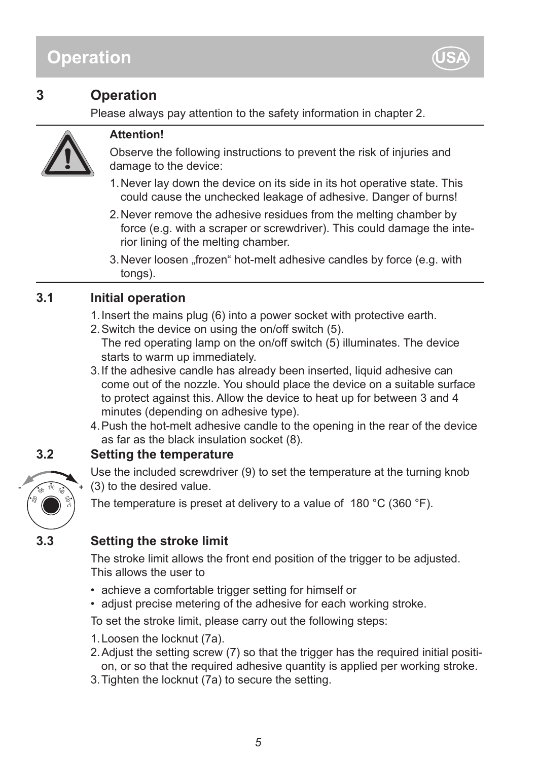## Operation

## 3 Operation

Please always pay attention to the safety information in chapter 2.

**Attention!**

Observe the following instructions to prevent the risk of injuries and damage to the device:

1. Never lay down the device on its side in its hot operative state. This could cause the unchecked leakage of adhesive. Danger of burns!
2. Never remove the adhesive residues from the melting chamber by force (e.g. with a scraper or screwdriver). This could damage the interior lining of the melting chamber.
3. Never loosen „frozen" hot-melt adhesive candles by force (e.g. with tongs).

### 3.1 Initial operation

1. Insert the mains plug (6) into a power socket with protective earth.
2. Switch the device on using the on/off switch (5).
   The red operating lamp on the on/off switch (5) illuminates. The device starts to warm up immediately.
3. If the adhesive candle has already been inserted, liquid adhesive can come out of the nozzle. You should place the device on a suitable surface to protect against this. Allow the device to heat up for between 3 and 4 minutes (depending on adhesive type).
4. Push the hot-melt adhesive candle to the opening in the rear of the device as far as the black insulation socket (8).

### 3.2 Setting the temperature

Use the included screwdriver (9) to set the temperature at the turning knob (3) to the desired value.

The temperature is preset at delivery to a value of 180 °C (360 °F).

### 3.3 Setting the stroke limit

The stroke limit allows the front end position of the trigger to be adjusted. This allows the user to

- achieve a comfortable trigger setting for himself or
- adjust precise metering of the adhesive for each working stroke.

To set the stroke limit, please carry out the following steps:

1. Loosen the locknut (7a).
2. Adjust the setting screw (7) so that the trigger has the required initial position, or so that the required adhesive quantity is applied per working stroke.
3. Tighten the locknut (7a) to secure the setting.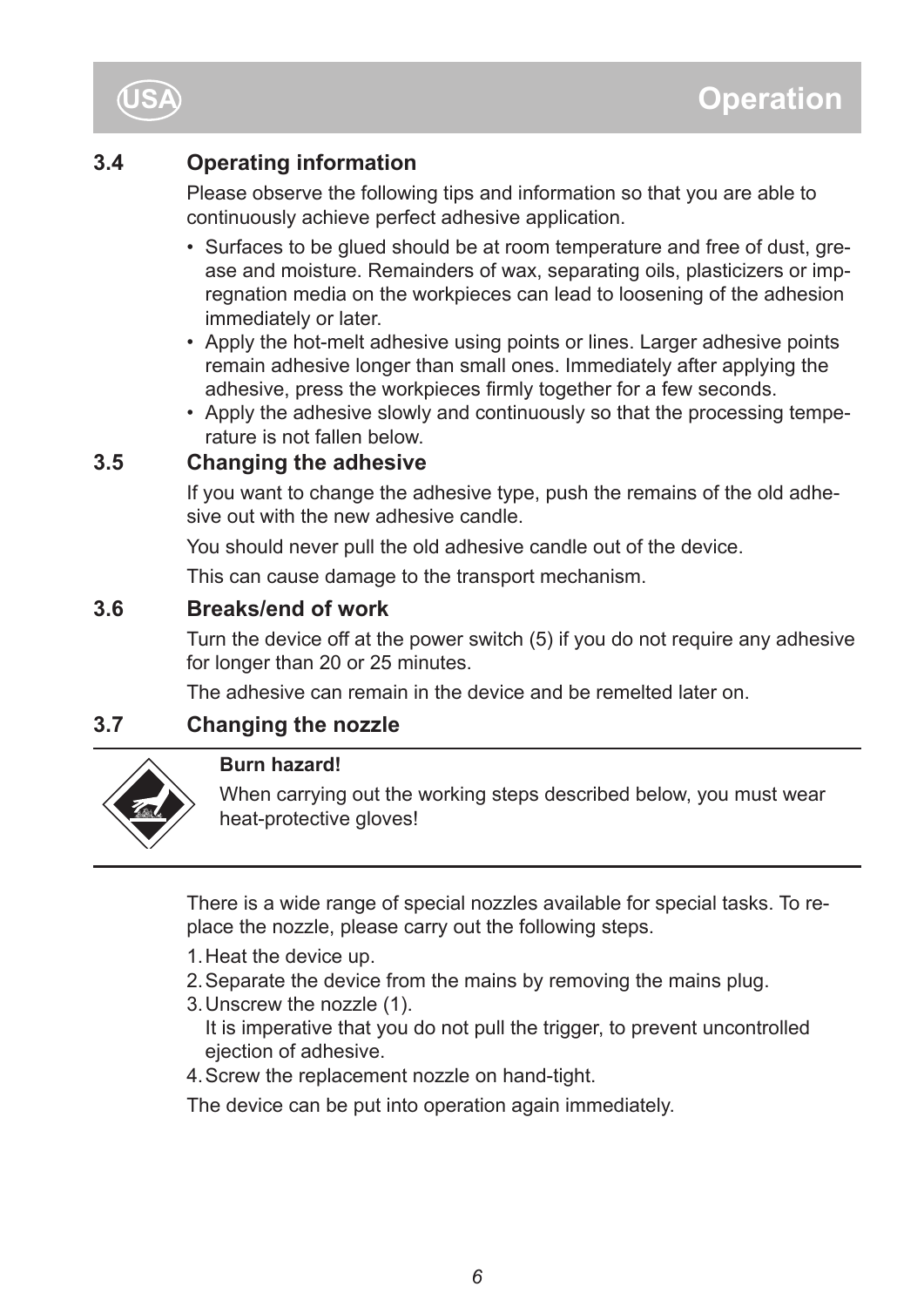## 3.4 Operating information

Please observe the following tips and information so that you are able to continuously achieve perfect adhesive application.

- Surfaces to be glued should be at room temperature and free of dust, grease and moisture. Remainders of wax, separating oils, plasticizers or impregnation media on the workpieces can lead to loosening of the adhesion immediately or later.
- Apply the hot-melt adhesive using points or lines. Larger adhesive points remain adhesive longer than small ones. Immediately after applying the adhesive, press the workpieces firmly together for a few seconds.
- Apply the adhesive slowly and continuously so that the processing temperature is not fallen below.

## 3.5 Changing the adhesive

If you want to change the adhesive type, push the remains of the old adhesive out with the new adhesive candle.

You should never pull the old adhesive candle out of the device.

This can cause damage to the transport mechanism.

## 3.6 Breaks/end of work

Turn the device off at the power switch (5) if you do not require any adhesive for longer than 20 or 25 minutes.

The adhesive can remain in the device and be remelted later on.

## 3.7 Changing the nozzle

**Burn hazard!**

When carrying out the working steps described below, you must wear heat-protective gloves!

There is a wide range of special nozzles available for special tasks. To replace the nozzle, please carry out the following steps.

1. Heat the device up.
2. Separate the device from the mains by removing the mains plug.
3. Unscrew the nozzle (1).
   It is imperative that you do not pull the trigger, to prevent uncontrolled ejection of adhesive.
4. Screw the replacement nozzle on hand-tight.

The device can be put into operation again immediately.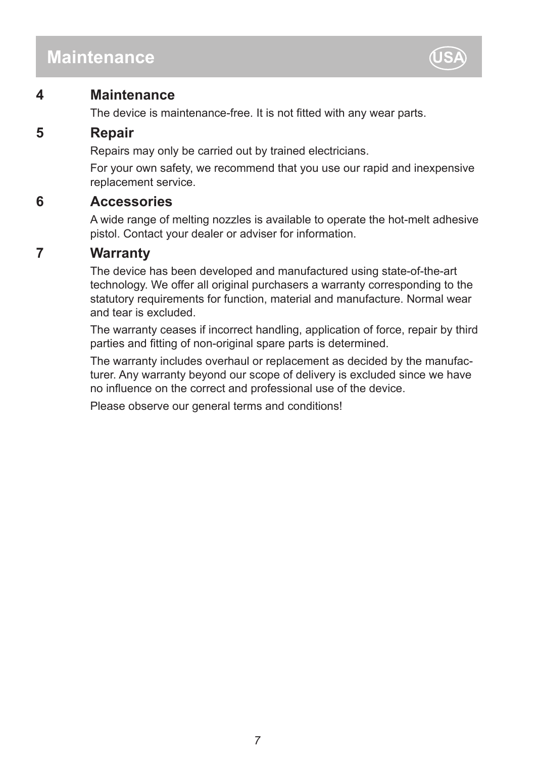# Maintenance

## 4 Maintenance

The device is maintenance-free. It is not fitted with any wear parts.

## 5 Repair

Repairs may only be carried out by trained electricians.

For your own safety, we recommend that you use our rapid and inexpensive replacement service.

## 6 Accessories

A wide range of melting nozzles is available to operate the hot-melt adhesive pistol. Contact your dealer or adviser for information.

## 7 Warranty

The device has been developed and manufactured using state-of-the-art technology. We offer all original purchasers a warranty corresponding to the statutory requirements for function, material and manufacture. Normal wear and tear is excluded.

The warranty ceases if incorrect handling, application of force, repair by third parties and fitting of non-original spare parts is determined.

The warranty includes overhaul or replacement as decided by the manufacturer. Any warranty beyond our scope of delivery is excluded since we have no influence on the correct and professional use of the device.

Please observe our general terms and conditions!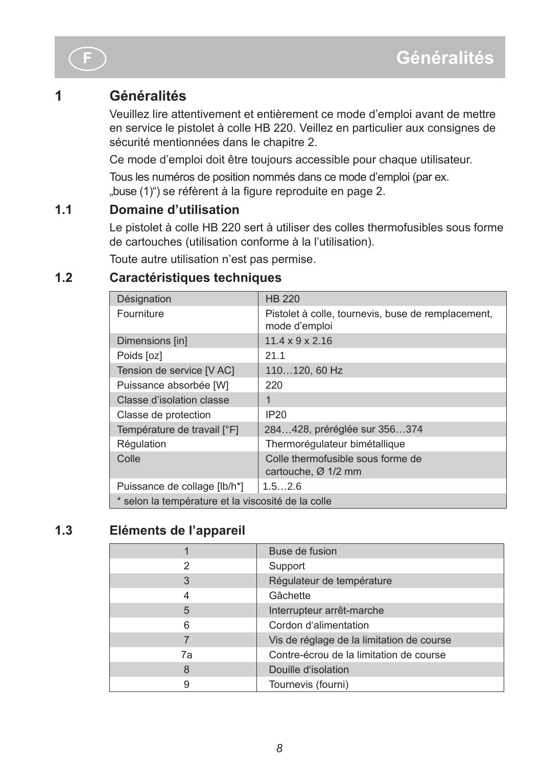# 1 Généralités

Veuillez lire attentivement et entièrement ce mode d'emploi avant de mettre en service le pistolet à colle HB 220. Veillez en particulier aux consignes de sécurité mentionnées dans le chapitre 2.

Ce mode d'emploi doit être toujours accessible pour chaque utilisateur.

Tous les numéros de position nommés dans ce mode d'emploi (par ex. „buse (1)") se réfèrent à la figure reproduite en page 2.

## 1.1 Domaine d'utilisation

Le pistolet à colle HB 220 sert à utiliser des colles thermofusibles sous forme de cartouches (utilisation conforme à la l'utilisation).

Toute autre utilisation n'est pas permise.

## 1.2 Caractéristiques techniques

| Désignation | HB 220 |
|---|---|
| Fourniture | Pistolet à colle, tournevis, buse de remplacement, mode d'emploi |
| Dimensions [in] | 11.4 x 9 x 2.16 |
| Poids [oz] | 21.1 |
| Tension de service [V AC] | 110…120, 60 Hz |
| Puissance absorbée [W] | 220 |
| Classe d'isolation classe | 1 |
| Classe de protection | IP20 |
| Température de travail [°F] | 284…428, préréglée sur 356…374 |
| Régulation | Thermorégulateur bimétallique |
| Colle | Colle thermofusible sous forme de cartouche, Ø 1/2 mm |
| Puissance de collage [lb/h*] | 1.5…2.6 |
| * selon la température et la viscosité de la colle | |

## 1.3 Eléments de l'appareil

| | |
|---|---|
| 1 | Buse de fusion |
| 2 | Support |
| 3 | Régulateur de température |
| 4 | Gâchette |
| 5 | Interrupteur arrêt-marche |
| 6 | Cordon d'alimentation |
| 7 | Vis de réglage de la limitation de course |
| 7a | Contre-écrou de la limitation de course |
| 8 | Douille d'isolation |
| 9 | Tournevis (fourni) |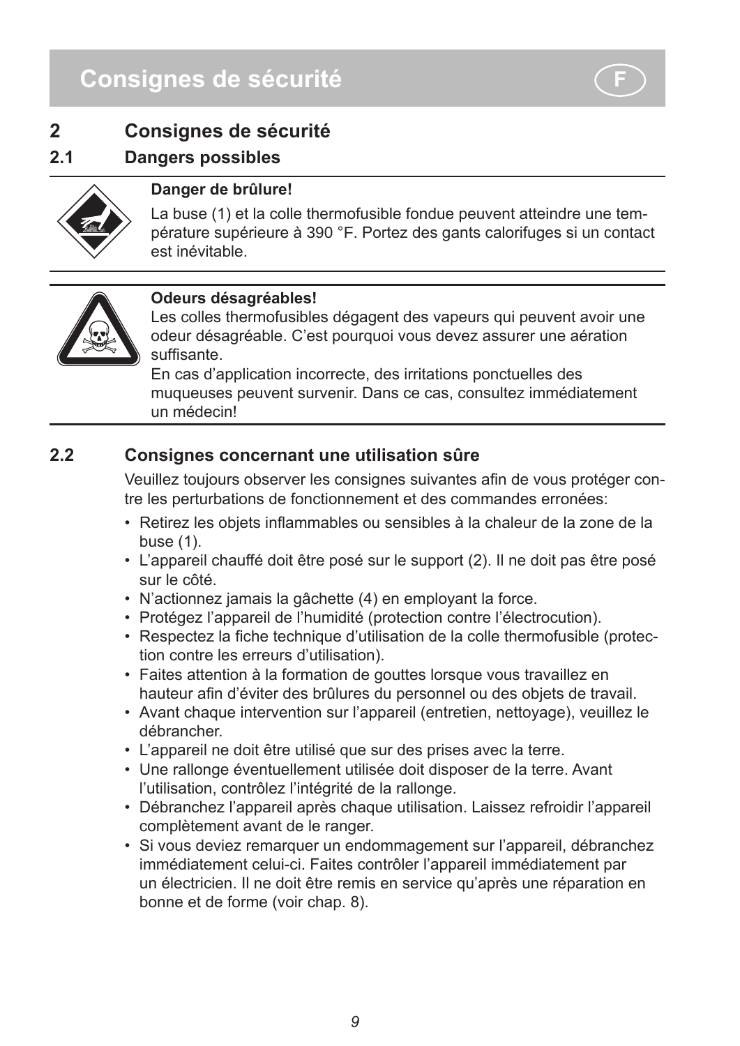# Consignes de sécurité

## 2 Consignes de sécurité

### 2.1 Dangers possibles

**Danger de brûlure!**

La buse (1) et la colle thermofusible fondue peuvent atteindre une température supérieure à 390 °F. Portez des gants calorifuges si un contact est inévitable.

**Odeurs désagréables!**

Les colles thermofusibles dégagent des vapeurs qui peuvent avoir une odeur désagréable. C'est pourquoi vous devez assurer une aération suffisante.

En cas d'application incorrecte, des irritations ponctuelles des muqueuses peuvent survenir. Dans ce cas, consultez immédiatement un médecin!

### 2.2 Consignes concernant une utilisation sûre

Veuillez toujours observer les consignes suivantes afin de vous protéger contre les perturbations de fonctionnement et des commandes erronées:

- Retirez les objets inflammables ou sensibles à la chaleur de la zone de la buse (1).
- L'appareil chauffé doit être posé sur le support (2). Il ne doit pas être posé sur le côté.
- N'actionnez jamais la gâchette (4) en employant la force.
- Protégez l'appareil de l'humidité (protection contre l'électrocution).
- Respectez la fiche technique d'utilisation de la colle thermofusible (protection contre les erreurs d'utilisation).
- Faites attention à la formation de gouttes lorsque vous travaillez en hauteur afin d'éviter des brûlures du personnel ou des objets de travail.
- Avant chaque intervention sur l'appareil (entretien, nettoyage), veuillez le débrancher.
- L'appareil ne doit être utilisé que sur des prises avec la terre.
- Une rallonge éventuellement utilisée doit disposer de la terre. Avant l'utilisation, contrôlez l'intégrité de la rallonge.
- Débranchez l'appareil après chaque utilisation. Laissez refroidir l'appareil complètement avant de le ranger.
- Si vous deviez remarquer un endommagement sur l'appareil, débranchez immédiatement celui-ci. Faites contrôler l'appareil immédiatement par un électricien. Il ne doit être remis en service qu'après une réparation en bonne et de forme (voir chap. 8).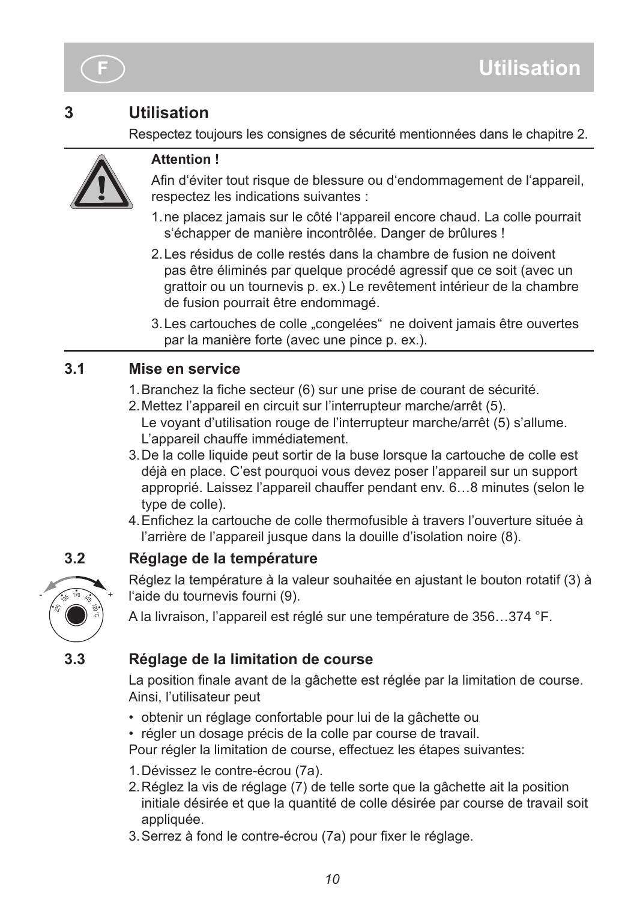## 3 Utilisation

Respectez toujours les consignes de sécurité mentionnées dans le chapitre 2.

**Attention !**

Afin d'éviter tout risque de blessure ou d'endommagement de l'appareil, respectez les indications suivantes :

1. ne placez jamais sur le côté l'appareil encore chaud. La colle pourrait s'échapper de manière incontrôlée. Danger de brûlures !
2. Les résidus de colle restés dans la chambre de fusion ne doivent pas être éliminés par quelque procédé agressif que ce soit (avec un grattoir ou un tournevis p. ex.) Le revêtement intérieur de la chambre de fusion pourrait être endommagé.
3. Les cartouches de colle „congelées“ ne doivent jamais être ouvertes par la manière forte (avec une pince p. ex.).

### 3.1 Mise en service

1. Branchez la fiche secteur (6) sur une prise de courant de sécurité.
2. Mettez l'appareil en circuit sur l'interrupteur marche/arrêt (5).
   Le voyant d'utilisation rouge de l'interrupteur marche/arrêt (5) s'allume. L'appareil chauffe immédiatement.
3. De la colle liquide peut sortir de la buse lorsque la cartouche de colle est déjà en place. C'est pourquoi vous devez poser l'appareil sur un support approprié. Laissez l'appareil chauffer pendant env. 6…8 minutes (selon le type de colle).
4. Enfichez la cartouche de colle thermofusible à travers l'ouverture située à l'arrière de l'appareil jusque dans la douille d'isolation noire (8).

### 3.2 Réglage de la température

Réglez la température à la valeur souhaitée en ajustant le bouton rotatif (3) à l'aide du tournevis fourni (9).

A la livraison, l'appareil est réglé sur une température de 356…374 °F.

### 3.3 Réglage de la limitation de course

La position finale avant de la gâchette est réglée par la limitation de course. Ainsi, l'utilisateur peut

- obtenir un réglage confortable pour lui de la gâchette ou
- régler un dosage précis de la colle par course de travail.

Pour régler la limitation de course, effectuez les étapes suivantes:

1. Dévissez le contre-écrou (7a).
2. Réglez la vis de réglage (7) de telle sorte que la gâchette ait la position initiale désirée et que la quantité de colle désirée par course de travail soit appliquée.
3. Serrez à fond le contre-écrou (7a) pour fixer le réglage.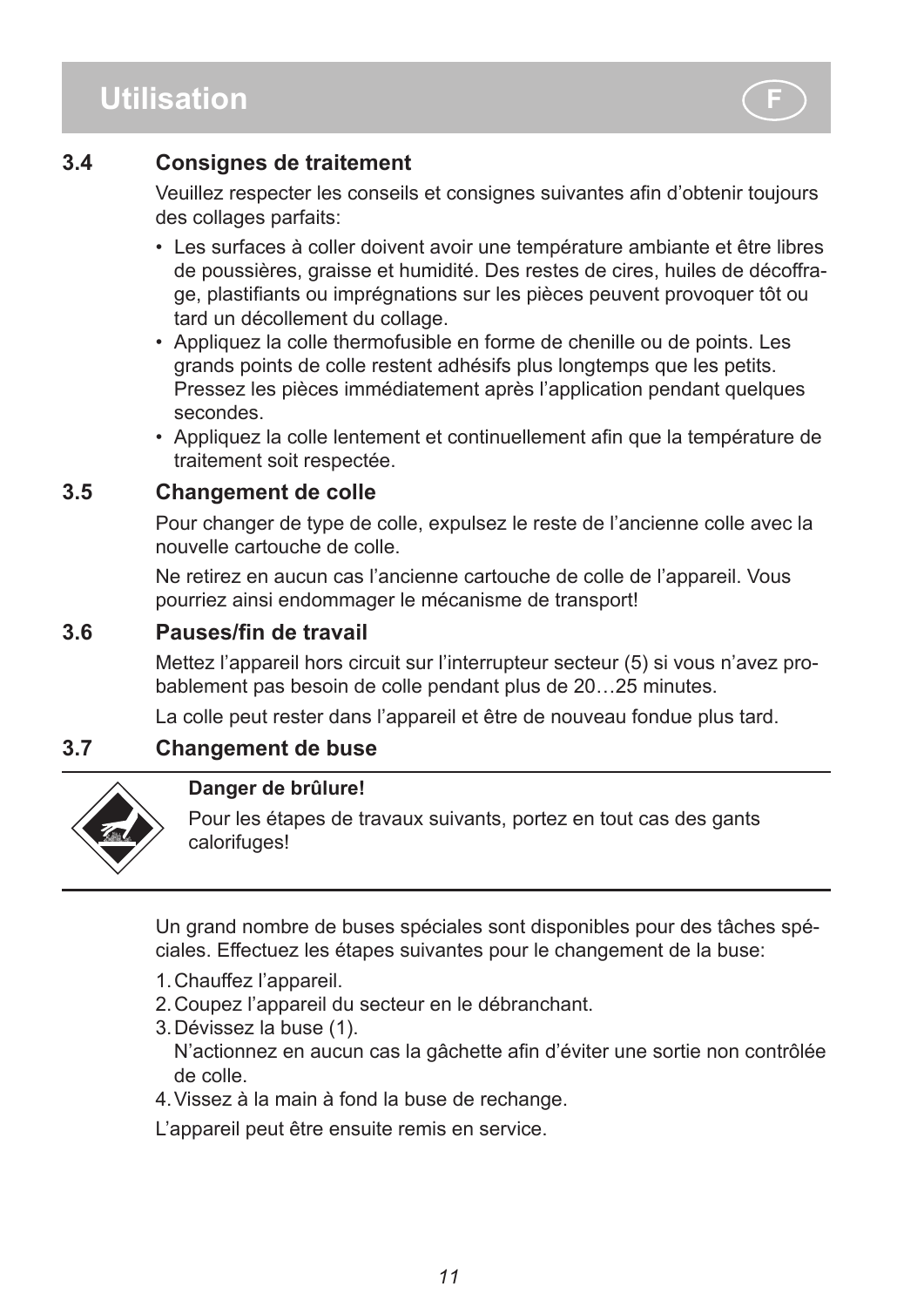# Utilisation

### 3.4 Consignes de traitement

Veuillez respecter les conseils et consignes suivantes afin d'obtenir toujours des collages parfaits:

- Les surfaces à coller doivent avoir une température ambiante et être libres de poussières, graisse et humidité. Des restes de cires, huiles de décoffrage, plastifiants ou imprégnations sur les pièces peuvent provoquer tôt ou tard un décollement du collage.
- Appliquez la colle thermofusible en forme de chenille ou de points. Les grands points de colle restent adhésifs plus longtemps que les petits. Pressez les pièces immédiatement après l'application pendant quelques secondes.
- Appliquez la colle lentement et continuellement afin que la température de traitement soit respectée.

### 3.5 Changement de colle

Pour changer de type de colle, expulsez le reste de l'ancienne colle avec la nouvelle cartouche de colle.

Ne retirez en aucun cas l'ancienne cartouche de colle de l'appareil. Vous pourriez ainsi endommager le mécanisme de transport!

### 3.6 Pauses/fin de travail

Mettez l'appareil hors circuit sur l'interrupteur secteur (5) si vous n'avez probablement pas besoin de colle pendant plus de 20…25 minutes.

La colle peut rester dans l'appareil et être de nouveau fondue plus tard.

### 3.7 Changement de buse

**Danger de brûlure!**

Pour les étapes de travaux suivants, portez en tout cas des gants calorifuges!

Un grand nombre de buses spéciales sont disponibles pour des tâches spéciales. Effectuez les étapes suivantes pour le changement de la buse:

1. Chauffez l'appareil.
2. Coupez l'appareil du secteur en le débranchant.
3. Dévissez la buse (1).
   N'actionnez en aucun cas la gâchette afin d'éviter une sortie non contrôlée de colle.
4. Vissez à la main à fond la buse de rechange.

L'appareil peut être ensuite remis en service.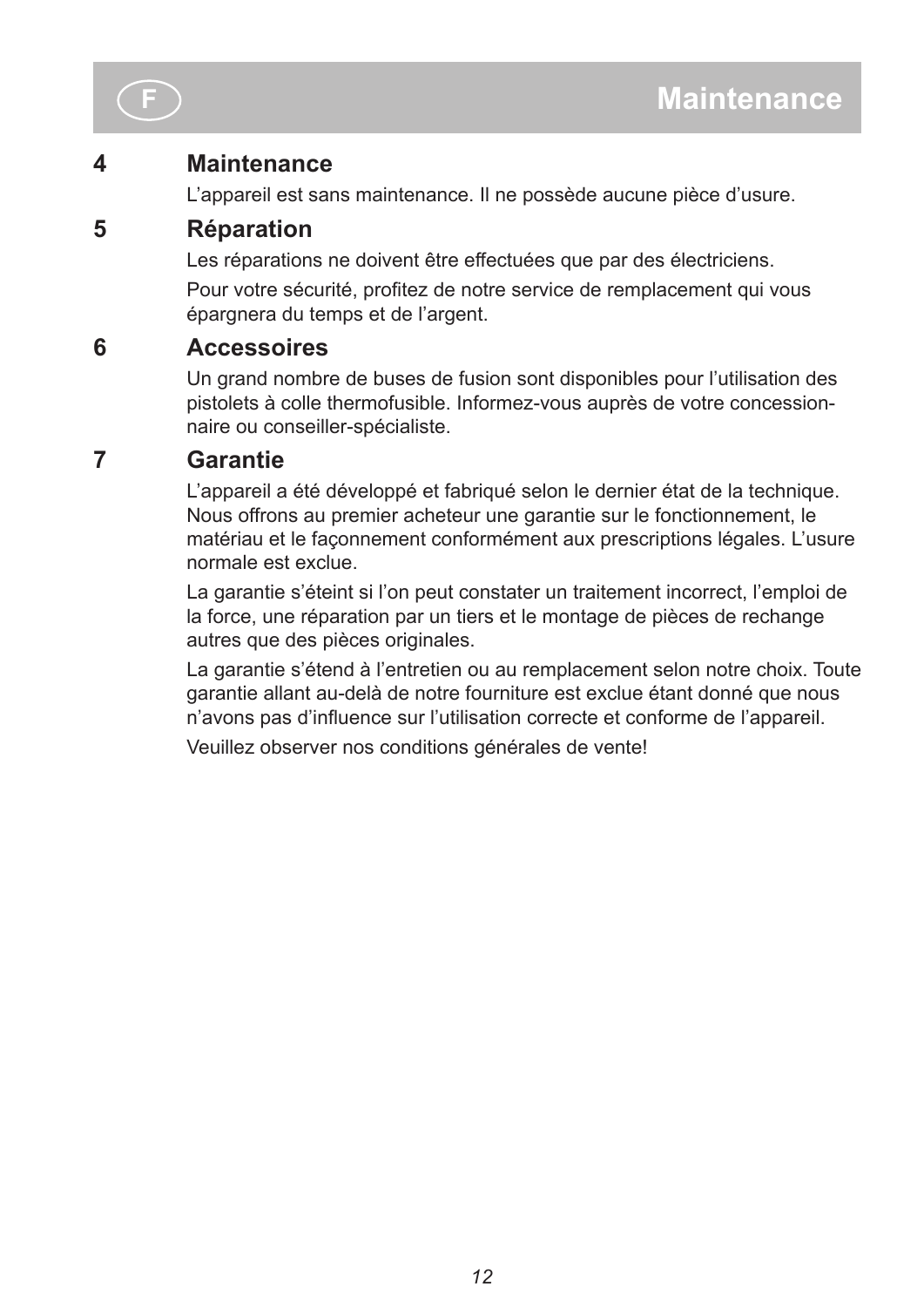## 4 Maintenance

L’appareil est sans maintenance. Il ne possède aucune pièce d’usure.

## 5 Réparation

Les réparations ne doivent être effectuées que par des électriciens.

Pour votre sécurité, profitez de notre service de remplacement qui vous épargnera du temps et de l’argent.

## 6 Accessoires

Un grand nombre de buses de fusion sont disponibles pour l’utilisation des pistolets à colle thermofusible. Informez-vous auprès de votre concessionnaire ou conseiller-spécialiste.

## 7 Garantie

L’appareil a été développé et fabriqué selon le dernier état de la technique. Nous offrons au premier acheteur une garantie sur le fonctionnement, le matériau et le façonnement conformément aux prescriptions légales. L’usure normale est exclue.

La garantie s’éteint si l’on peut constater un traitement incorrect, l’emploi de la force, une réparation par un tiers et le montage de pièces de rechange autres que des pièces originales.

La garantie s’étend à l’entretien ou au remplacement selon notre choix. Toute garantie allant au-delà de notre fourniture est exclue étant donné que nous n’avons pas d’influence sur l’utilisation correcte et conforme de l’appareil.

Veuillez observer nos conditions générales de vente!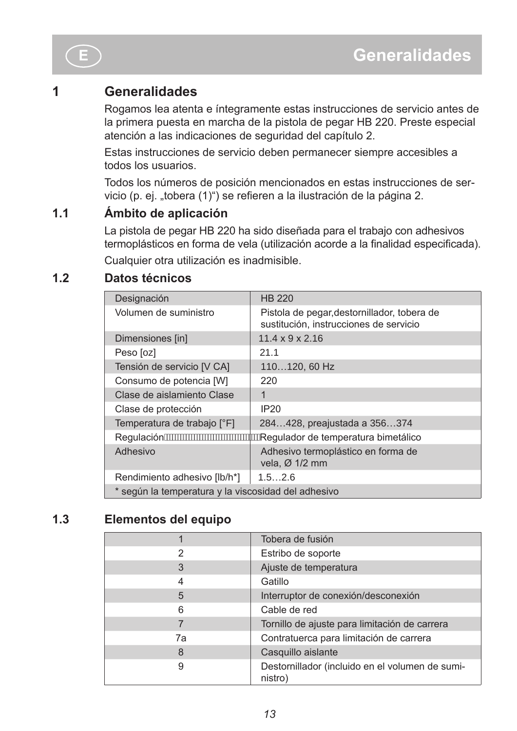# 1 Generalidades

Rogamos lea atenta e íntegramente estas instrucciones de servicio antes de la primera puesta en marcha de la pistola de pegar HB 220. Preste especial atención a las indicaciones de seguridad del capítulo 2.

Estas instrucciones de servicio deben permanecer siempre accesibles a todos los usuarios.

Todos los números de posición mencionados en estas instrucciones de servicio (p. ej. „tobera (1)") se refieren a la ilustración de la página 2.

## 1.1 Ámbito de aplicación

La pistola de pegar HB 220 ha sido diseñada para el trabajo con adhesivos termoplásticos en forma de vela (utilización acorde a la finalidad especificada).

Cualquier otra utilización es inadmisible.

## 1.2 Datos técnicos

| Designación | HB 220 |
|---|---|
| Volumen de suministro | Pistola de pegar,destornillador, tobera de sustitución, instrucciones de servicio |
| Dimensiones [in] | 11.4 x 9 x 2.16 |
| Peso [oz] | 21.1 |
| Tensión de servicio [V CA] | 110…120, 60 Hz |
| Consumo de potencia [W] | 220 |
| Clase de aislamiento Clase | 1 |
| Clase de protección | IP20 |
| Temperatura de trabajo [°F] | 284…428, preajustada a 356…374 |
| Regulación | Regulador de temperatura bimetálico |
| Adhesivo | Adhesivo termoplástico en forma de vela, Ø 1/2 mm |
| Rendimiento adhesivo [lb/h*] | 1.5…2.6 |
| * según la temperatura y la viscosidad del adhesivo | |

## 1.3 Elementos del equipo

| | |
|---|---|
| 1 | Tobera de fusión |
| 2 | Estribo de soporte |
| 3 | Ajuste de temperatura |
| 4 | Gatillo |
| 5 | Interruptor de conexión/desconexión |
| 6 | Cable de red |
| 7 | Tornillo de ajuste para limitación de carrera |
| 7a | Contratuerca para limitación de carrera |
| 8 | Casquillo aislante |
| 9 | Destornillador (incluido en el volumen de suministro) |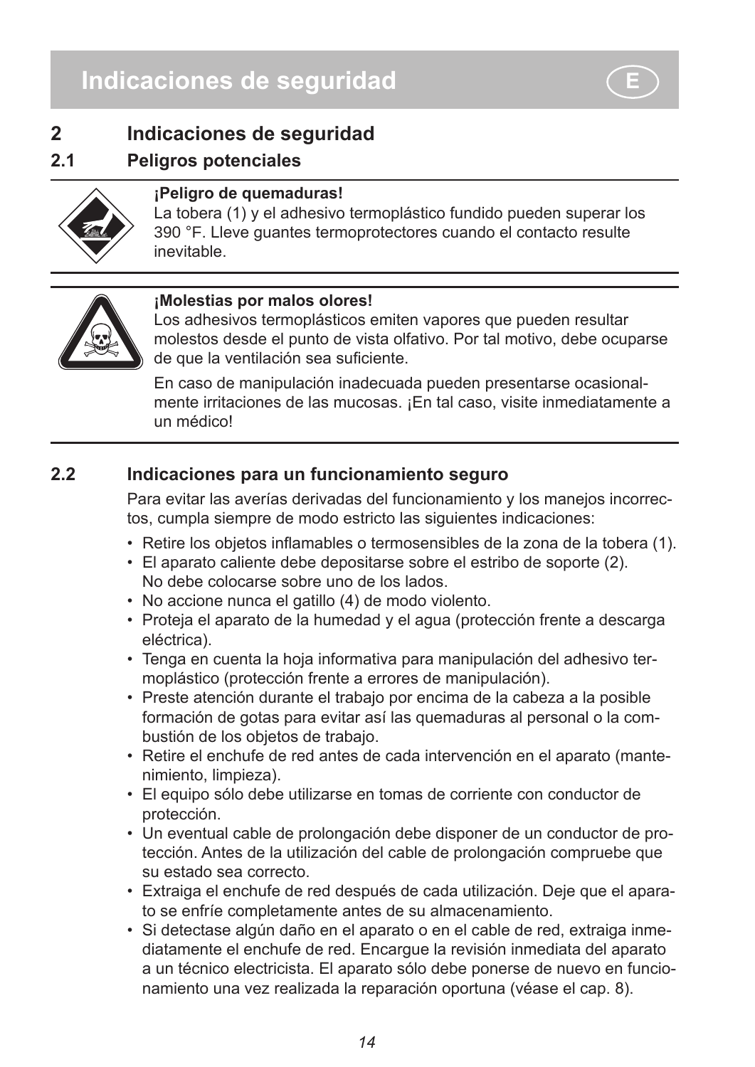# 2 Indicaciones de seguridad

## 2.1 Peligros potenciales

**¡Peligro de quemaduras!**
La tobera (1) y el adhesivo termoplástico fundido pueden superar los 390 °F. Lleve guantes termoprotectores cuando el contacto resulte inevitable.

**¡Molestias por malos olores!**
Los adhesivos termoplásticos emiten vapores que pueden resultar molestos desde el punto de vista olfativo. Por tal motivo, debe ocuparse de que la ventilación sea suficiente.

En caso de manipulación inadecuada pueden presentarse ocasionalmente irritaciones de las mucosas. ¡En tal caso, visite inmediatamente a un médico!

## 2.2 Indicaciones para un funcionamiento seguro

Para evitar las averías derivadas del funcionamiento y los manejos incorrectos, cumpla siempre de modo estricto las siguientes indicaciones:

- Retire los objetos inflamables o termosensibles de la zona de la tobera (1).
- El aparato caliente debe depositarse sobre el estribo de soporte (2). No debe colocarse sobre uno de los lados.
- No accione nunca el gatillo (4) de modo violento.
- Proteja el aparato de la humedad y el agua (protección frente a descarga eléctrica).
- Tenga en cuenta la hoja informativa para manipulación del adhesivo termoplástico (protección frente a errores de manipulación).
- Preste atención durante el trabajo por encima de la cabeza a la posible formación de gotas para evitar así las quemaduras al personal o la combustión de los objetos de trabajo.
- Retire el enchufe de red antes de cada intervención en el aparato (mantenimiento, limpieza).
- El equipo sólo debe utilizarse en tomas de corriente con conductor de protección.
- Un eventual cable de prolongación debe disponer de un conductor de protección. Antes de la utilización del cable de prolongación compruebe que su estado sea correcto.
- Extraiga el enchufe de red después de cada utilización. Deje que el aparato se enfríe completamente antes de su almacenamiento.
- Si detectase algún daño en el aparato o en el cable de red, extraiga inmediatamente el enchufe de red. Encargue la revisión inmediata del aparato a un técnico electricista. El aparato sólo debe ponerse de nuevo en funcionamiento una vez realizada la reparación oportuna (véase el cap. 8).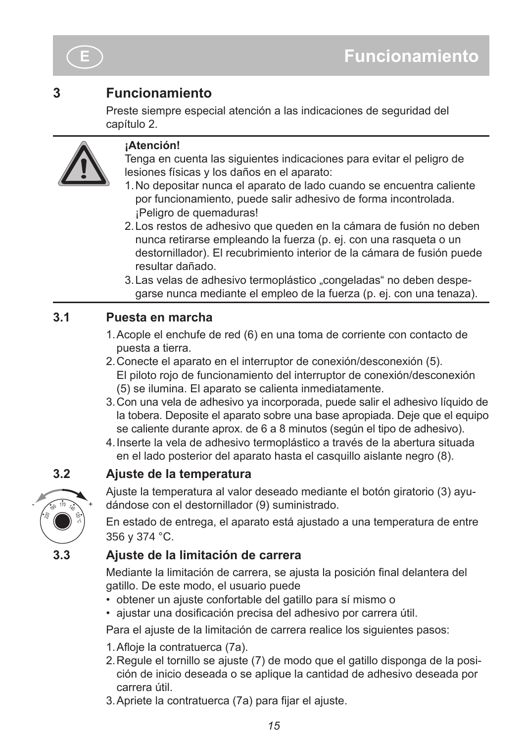## 3 Funcionamiento

Preste siempre especial atención a las indicaciones de seguridad del capítulo 2.

**¡Atención!**

Tenga en cuenta las siguientes indicaciones para evitar el peligro de lesiones físicas y los daños en el aparato:

1. No depositar nunca el aparato de lado cuando se encuentra caliente por funcionamiento, puede salir adhesivo de forma incontrolada. ¡Peligro de quemaduras!
2. Los restos de adhesivo que queden en la cámara de fusión no deben nunca retirarse empleando la fuerza (p. ej. con una rasqueta o un destornillador). El recubrimiento interior de la cámara de fusión puede resultar dañado.
3. Las velas de adhesivo termoplástico „congeladas“ no deben despegarse nunca mediante el empleo de la fuerza (p. ej. con una tenaza).

### 3.1 Puesta en marcha

1. Acople el enchufe de red (6) en una toma de corriente con contacto de puesta a tierra.
2. Conecte el aparato en el interruptor de conexión/desconexión (5). El piloto rojo de funcionamiento del interruptor de conexión/desconexión (5) se ilumina. El aparato se calienta inmediatamente.
3. Con una vela de adhesivo ya incorporada, puede salir el adhesivo líquido de la tobera. Deposite el aparato sobre una base apropiada. Deje que el equipo se caliente durante aprox. de 6 a 8 minutos (según el tipo de adhesivo).
4. Inserte la vela de adhesivo termoplástico a través de la abertura situada en el lado posterior del aparato hasta el casquillo aislante negro (8).

### 3.2 Ajuste de la temperatura

Ajuste la temperatura al valor deseado mediante el botón giratorio (3) ayudándose con el destornillador (9) suministrado.

En estado de entrega, el aparato está ajustado a una temperatura de entre 356 y 374 °C.

### 3.3 Ajuste de la limitación de carrera

Mediante la limitación de carrera, se ajusta la posición final delantera del gatillo. De este modo, el usuario puede

- obtener un ajuste confortable del gatillo para sí mismo o
- ajustar una dosificación precisa del adhesivo por carrera útil.

Para el ajuste de la limitación de carrera realice los siguientes pasos:

1. Afloje la contratuerca (7a).
2. Regule el tornillo se ajuste (7) de modo que el gatillo disponga de la posición de inicio deseada o se aplique la cantidad de adhesivo deseada por carrera útil.
3. Apriete la contratuerca (7a) para fijar el ajuste.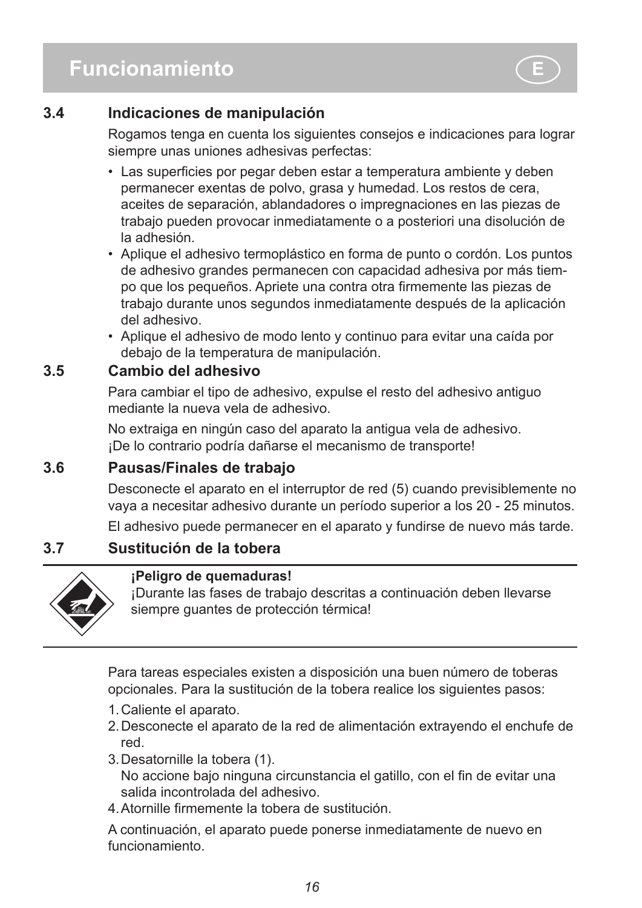# Funcionamiento

## 3.4 Indicaciones de manipulación

Rogamos tenga en cuenta los siguientes consejos e indicaciones para lograr siempre unas uniones adhesivas perfectas:

- Las superficies por pegar deben estar a temperatura ambiente y deben permanecer exentas de polvo, grasa y humedad. Los restos de cera, aceites de separación, ablandadores o impregnaciones en las piezas de trabajo pueden provocar inmediatamente o a posteriori una disolución de la adhesión.
- Aplique el adhesivo termoplástico en forma de punto o cordón. Los puntos de adhesivo grandes permanecen con capacidad adhesiva por más tiempo que los pequeños. Apriete una contra otra firmemente las piezas de trabajo durante unos segundos inmediatamente después de la aplicación del adhesivo.
- Aplique el adhesivo de modo lento y continuo para evitar una caída por debajo de la temperatura de manipulación.

## 3.5 Cambio del adhesivo

Para cambiar el tipo de adhesivo, expulse el resto del adhesivo antiguo mediante la nueva vela de adhesivo.

No extraiga en ningún caso del aparato la antigua vela de adhesivo. ¡De lo contrario podría dañarse el mecanismo de transporte!

## 3.6 Pausas/Finales de trabajo

Desconecte el aparato en el interruptor de red (5) cuando previsiblemente no vaya a necesitar adhesivo durante un período superior a los 20 - 25 minutos.

El adhesivo puede permanecer en el aparato y fundirse de nuevo más tarde.

## 3.7 Sustitución de la tobera

**¡Peligro de quemaduras!**
¡Durante las fases de trabajo descritas a continuación deben llevarse siempre guantes de protección térmica!

Para tareas especiales existen a disposición una buen número de toberas opcionales. Para la sustitución de la tobera realice los siguientes pasos:

1. Caliente el aparato.
2. Desconecte el aparato de la red de alimentación extrayendo el enchufe de red.
3. Desatornille la tobera (1).
   No accione bajo ninguna circunstancia el gatillo, con el fin de evitar una salida incontrolada del adhesivo.
4. Atornille firmemente la tobera de sustitución.

A continuación, el aparato puede ponerse inmediatamente de nuevo en funcionamiento.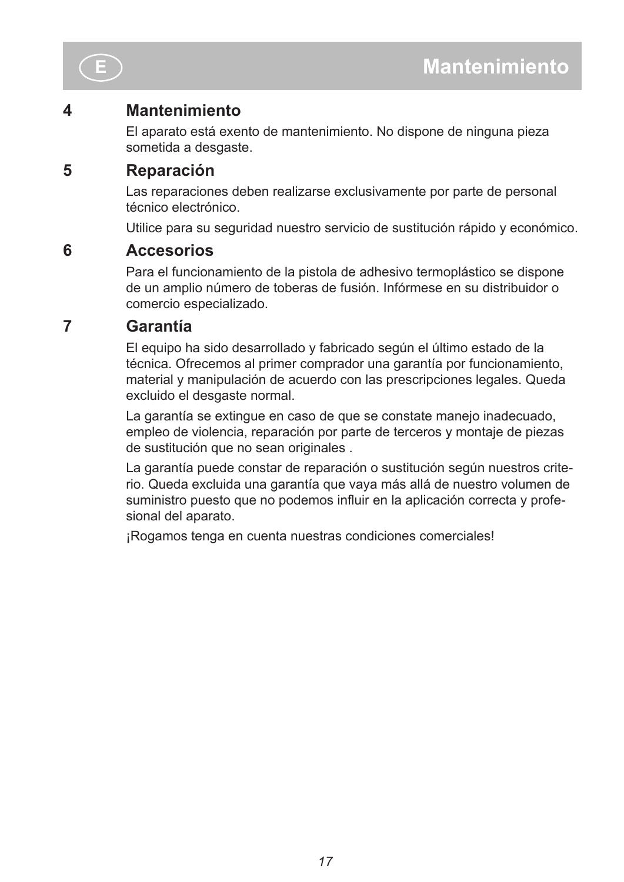## 4 Mantenimiento

El aparato está exento de mantenimiento. No dispone de ninguna pieza sometida a desgaste.

## 5 Reparación

Las reparaciones deben realizarse exclusivamente por parte de personal técnico electrónico.

Utilice para su seguridad nuestro servicio de sustitución rápido y económico.

## 6 Accesorios

Para el funcionamiento de la pistola de adhesivo termoplástico se dispone de un amplio número de toberas de fusión. Infórmese en su distribuidor o comercio especializado.

## 7 Garantía

El equipo ha sido desarrollado y fabricado según el último estado de la técnica. Ofrecemos al primer comprador una garantía por funcionamiento, material y manipulación de acuerdo con las prescripciones legales. Queda excluido el desgaste normal.

La garantía se extingue en caso de que se constate manejo inadecuado, empleo de violencia, reparación por parte de terceros y montaje de piezas de sustitución que no sean originales .

La garantía puede constar de reparación o sustitución según nuestros criterio. Queda excluida una garantía que vaya más allá de nuestro volumen de suministro puesto que no podemos influir en la aplicación correcta y profesional del aparato.

¡Rogamos tenga en cuenta nuestras condiciones comerciales!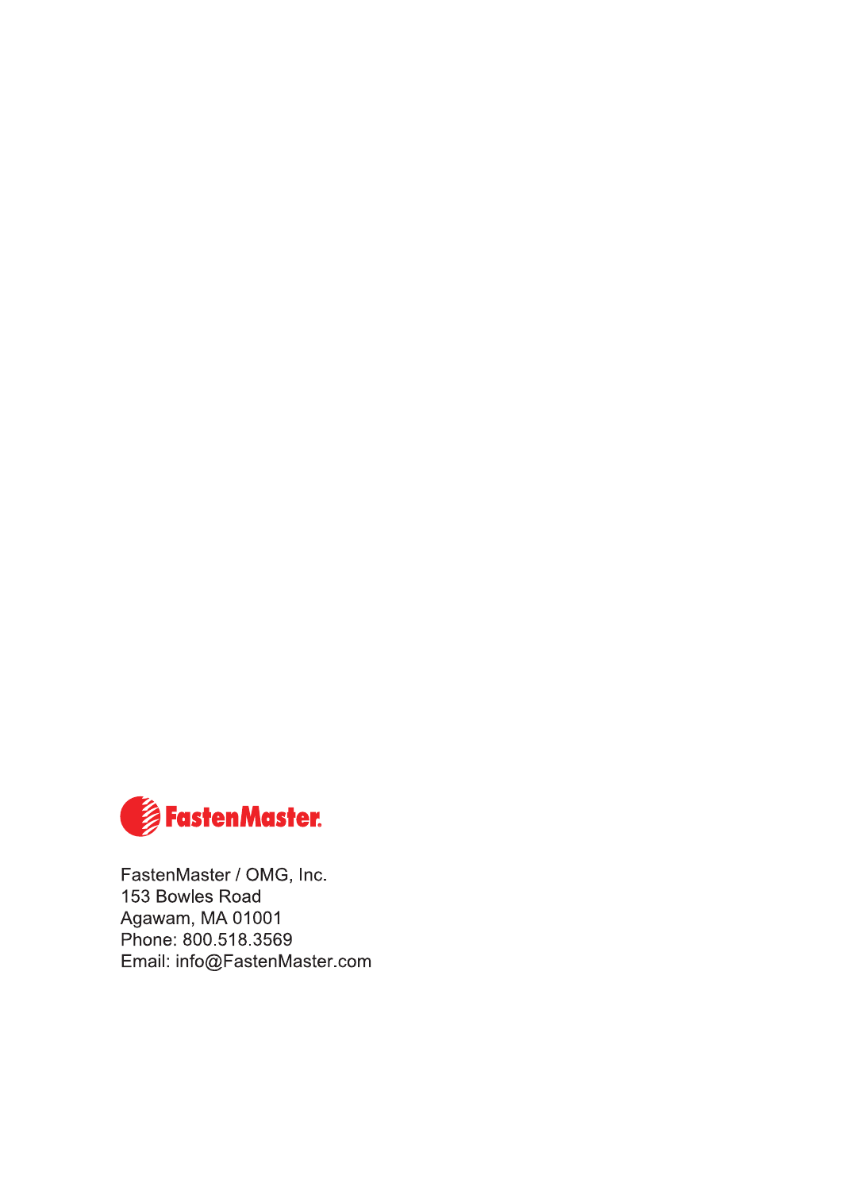FastenMaster.

FastenMaster / OMG, Inc.
153 Bowles Road
Agawam, MA 01001
Phone: 800.518.3569
Email: info@FastenMaster.com